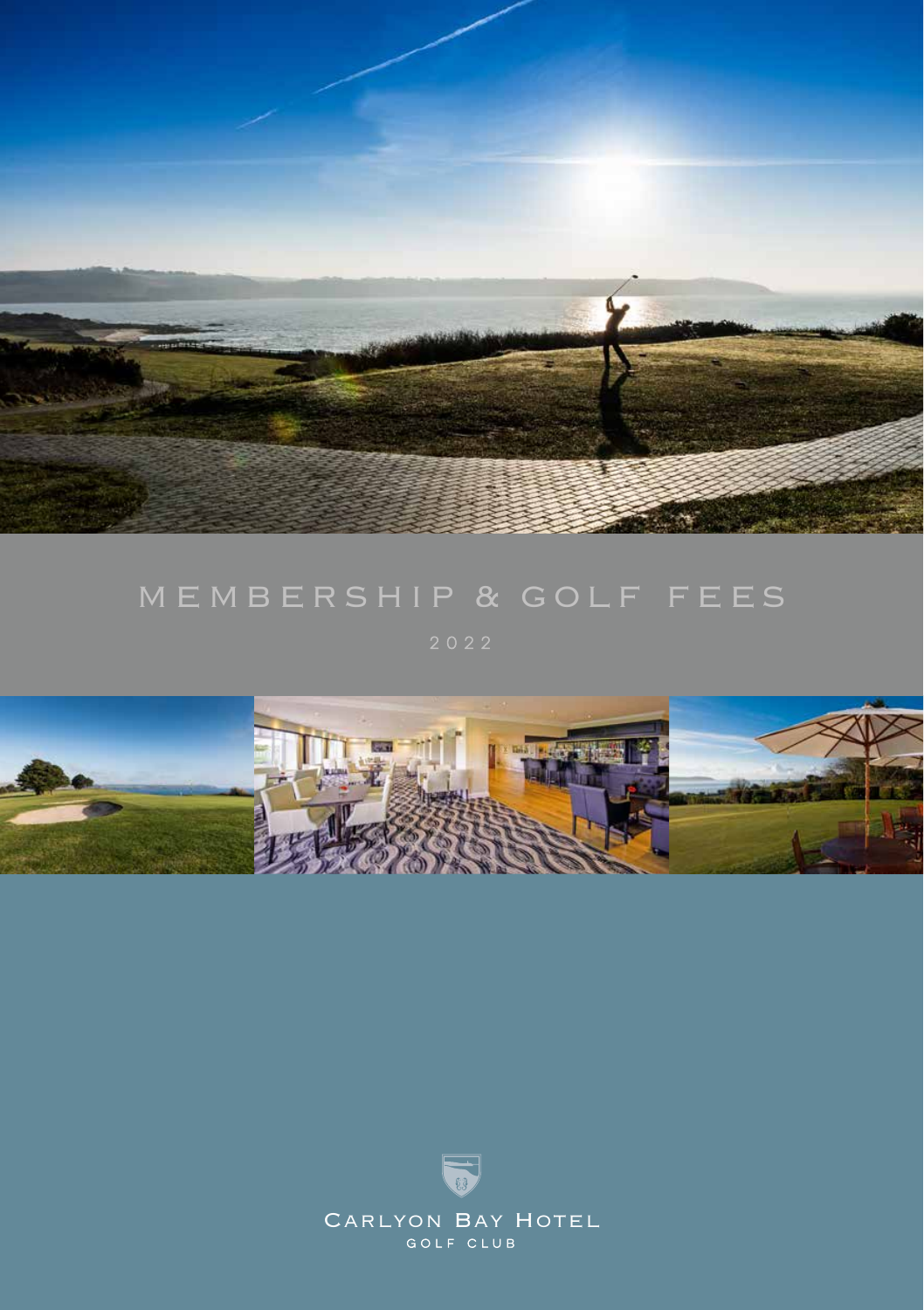# MEMBERSHIP & GOLF FEES

2022

CARLYON BAY HOTEL

GOLF CLUB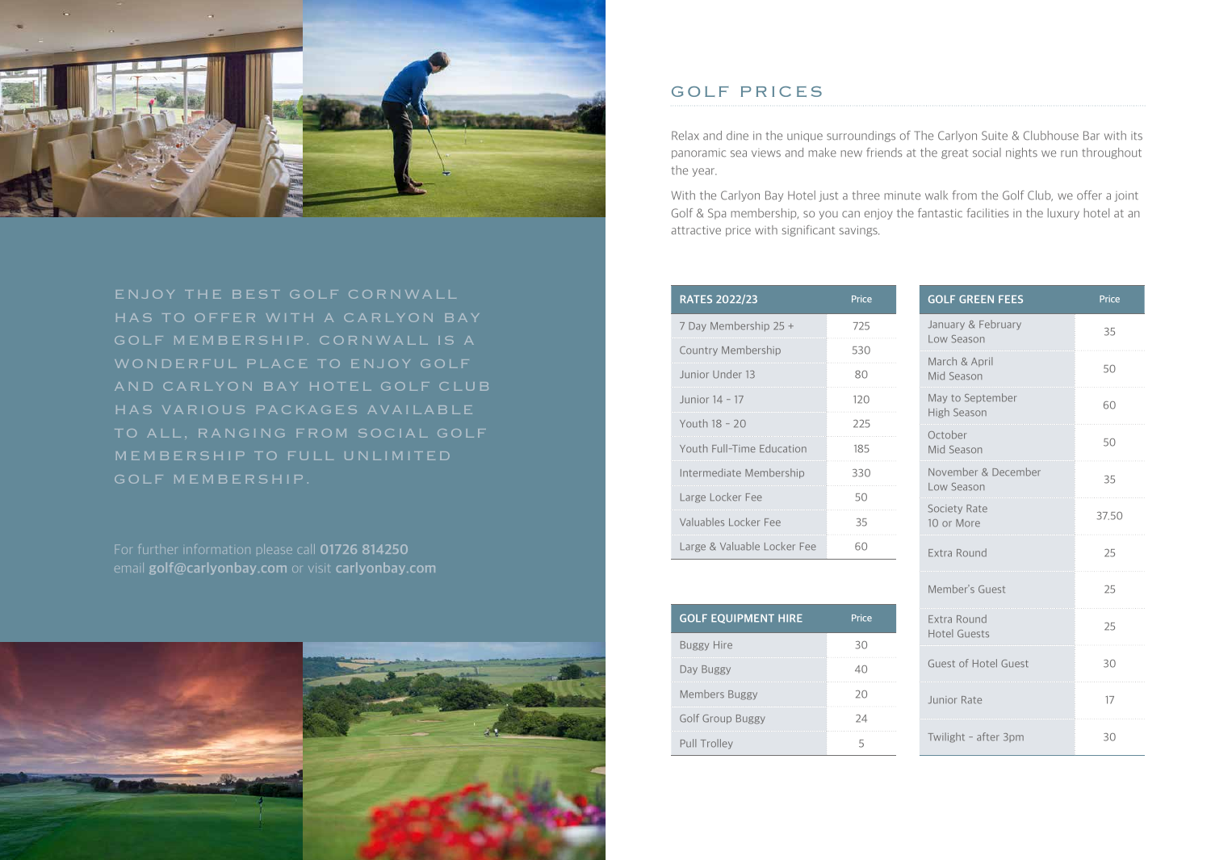ENJOY THE BEST GOLF CORNWALL HAS TO OFFER WITH A CARLYON BAY GOLF MEMBERSHIP. CORNWALL IS A WONDERFUL PLACE TO ENJOY GOLF AND CARLYON BAY HOTEL GOLF CLUB HAS VARIOUS PACKAGES AVAILABLE TO ALL, RANGING FROM SOCIAL GOLF MEMBERSHIP TO FULL UNLIMITED GOLF MEMBERSHIP.

For further information please call **01726 814250** email **golf@carlyonbay.com** or visit **carlyonbay.com**

## GOLF PRICES

Relax and dine in the unique surroundings of The Carlyon Suite & Clubhouse Bar with its panoramic sea views and make new friends at the great social nights we run throughout the year.

With the Carlyon Bay Hotel just a three minute walk from the Golf Club, we offer a joint Golf & Spa membership, so you can enjoy the fantastic facilities in the luxury hotel at an attractive price with significant savings.

| RATES 2022/23 | Price |
|---|---|
| 7 Day Membership 25 + | 725 |
| Country Membership | 530 |
| Junior Under 13 | 80 |
| Junior 14 - 17 | 120 |
| Youth 18 - 20 | 225 |
| Youth Full-Time Education | 185 |
| Intermediate Membership | 330 |
| Large Locker Fee | 50 |
| Valuables Locker Fee | 35 |
| Large & Valuable Locker Fee | 60 |

| GOLF EQUIPMENT HIRE | Price |
|---|---|
| Buggy Hire | 30 |
| Day Buggy | 40 |
| Members Buggy | 20 |
| Golf Group Buggy | 24 |
| Pull Trolley | 5 |

| GOLF GREEN FEES | Price |
|---|---|
| January & February Low Season | 35 |
| March & April Mid Season | 50 |
| May to September High Season | 60 |
| October Mid Season | 50 |
| November & December Low Season | 35 |
| Society Rate 10 or More | 37.50 |
| Extra Round | 25 |
| Member's Guest | 25 |
| Extra Round Hotel Guests | 25 |
| Guest of Hotel Guest | 30 |
| Junior Rate | 17 |
| Twilight - after 3pm | 30 |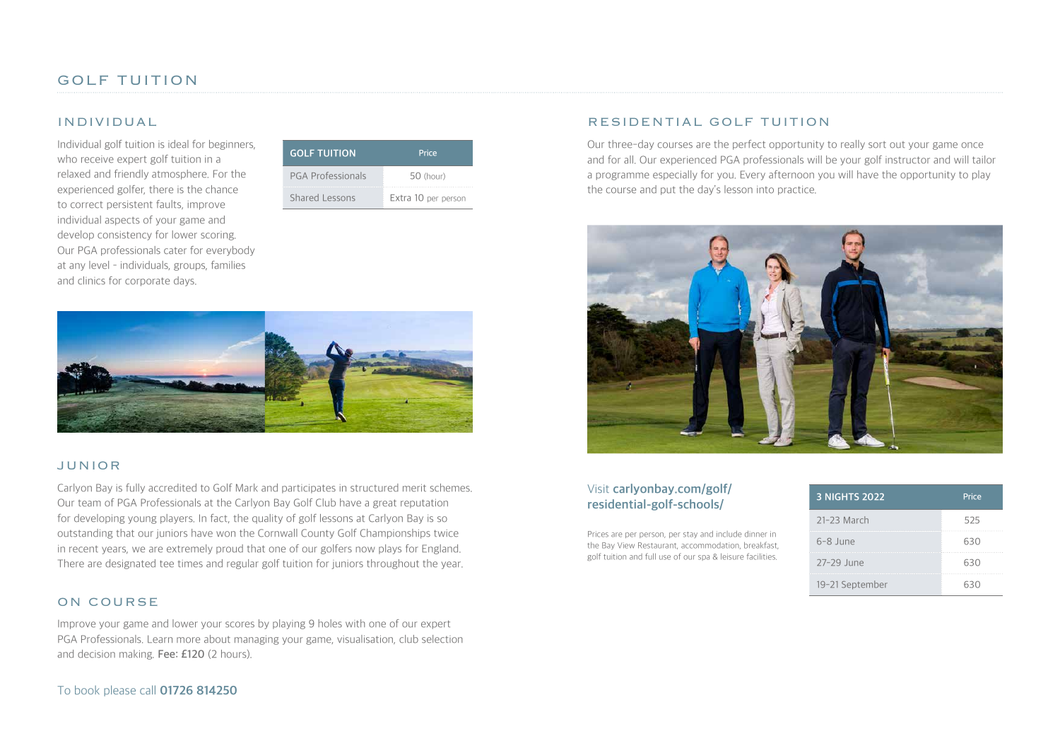# GOLF TUITION

## INDIVIDUAL

Individual golf tuition is ideal for beginners, who receive expert golf tuition in a relaxed and friendly atmosphere. For the experienced golfer, there is the chance to correct persistent faults, improve individual aspects of your game and develop consistency for lower scoring. Our PGA professionals cater for everybody at any level - individuals, groups, families and clinics for corporate days.

| GOLF TUITION | Price |
|---|---|
| PGA Professionals | 50 (hour) |
| Shared Lessons | Extra 10 per person |

## JUNIOR

Carlyon Bay is fully accredited to Golf Mark and participates in structured merit schemes. Our team of PGA Professionals at the Carlyon Bay Golf Club have a great reputation for developing young players. In fact, the quality of golf lessons at Carlyon Bay is so outstanding that our juniors have won the Cornwall County Golf Championships twice in recent years, we are extremely proud that one of our golfers now plays for England. There are designated tee times and regular golf tuition for juniors throughout the year.

## ON COURSE

Improve your game and lower your scores by playing 9 holes with one of our expert PGA Professionals. Learn more about managing your game, visualisation, club selection and decision making. **Fee: £120** (2 hours).

To book please call **01726 814250**

## RESIDENTIAL GOLF TUITION

Our three-day courses are the perfect opportunity to really sort out your game once and for all. Our experienced PGA professionals will be your golf instructor and will tailor a programme especially for you. Every afternoon you will have the opportunity to play the course and put the day's lesson into practice.

Visit **carlyonbay.com/golf/residential-golf-schools/**

Prices are per person, per stay and include dinner in the Bay View Restaurant, accommodation, breakfast, golf tuition and full use of our spa & leisure facilities.

| 3 NIGHTS 2022 | Price |
|---|---|
| 21-23 March | 525 |
| 6-8 June | 630 |
| 27-29 June | 630 |
| 19-21 September | 630 |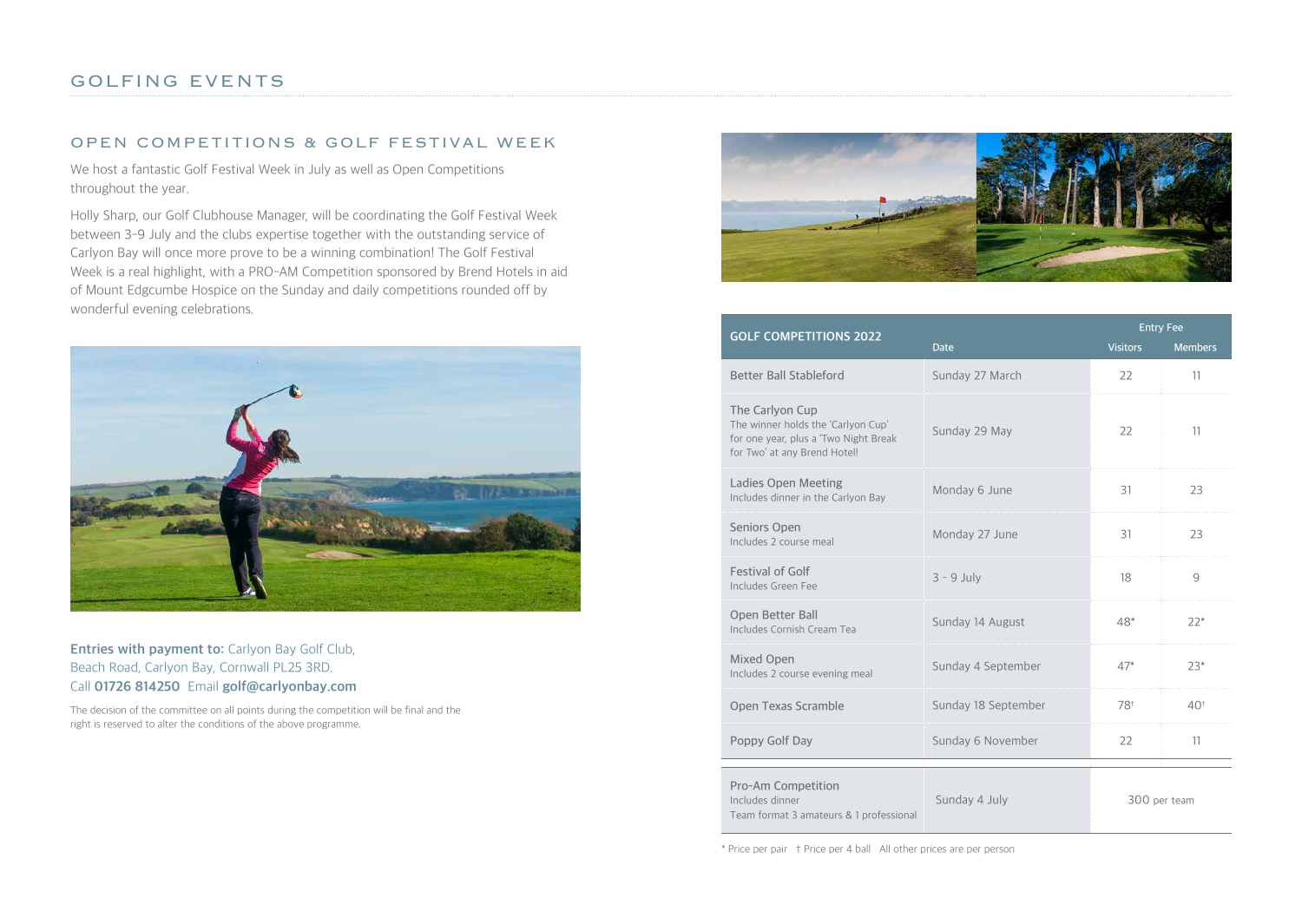# GOLFING EVENTS

## OPEN COMPETITIONS & GOLF FESTIVAL WEEK

We host a fantastic Golf Festival Week in July as well as Open Competitions throughout the year.

Holly Sharp, our Golf Clubhouse Manager, will be coordinating the Golf Festival Week between 3-9 July and the clubs expertise together with the outstanding service of Carlyon Bay will once more prove to be a winning combination! The Golf Festival Week is a real highlight, with a PRO-AM Competition sponsored by Brend Hotels in aid of Mount Edgcumbe Hospice on the Sunday and daily competitions rounded off by wonderful evening celebrations.

**Entries with payment to:** Carlyon Bay Golf Club, Beach Road, Carlyon Bay, Cornwall PL25 3RD.
Call **01726 814250** Email **golf@carlyonbay.com**

The decision of the committee on all points during the competition will be final and the right is reserved to alter the conditions of the above programme.

| GOLF COMPETITIONS 2022 | Date | Entry Fee Visitors | Entry Fee Members |
|---|---|---|---|
| Better Ball Stableford | Sunday 27 March | 22 | 11 |
| The Carlyon Cup<br>The winner holds the 'Carlyon Cup' for one year, plus a 'Two Night Break for Two' at any Brend Hotel! | Sunday 29 May | 22 | 11 |
| Ladies Open Meeting<br>Includes dinner in the Carlyon Bay | Monday 6 June | 31 | 23 |
| Seniors Open<br>Includes 2 course meal | Monday 27 June | 31 | 23 |
| Festival of Golf<br>Includes Green Fee | 3 - 9 July | 18 | 9 |
| Open Better Ball<br>Includes Cornish Cream Tea | Sunday 14 August | 48* | 22* |
| Mixed Open<br>Includes 2 course evening meal | Sunday 4 September | 47* | 23* |
| Open Texas Scramble | Sunday 18 September | 78† | 40† |
| Poppy Golf Day | Sunday 6 November | 22 | 11 |
| Pro-Am Competition<br>Includes dinner<br>Team format 3 amateurs & 1 professional | Sunday 4 July | 300 per team | |

\* Price per pair † Price per 4 ball All other prices are per person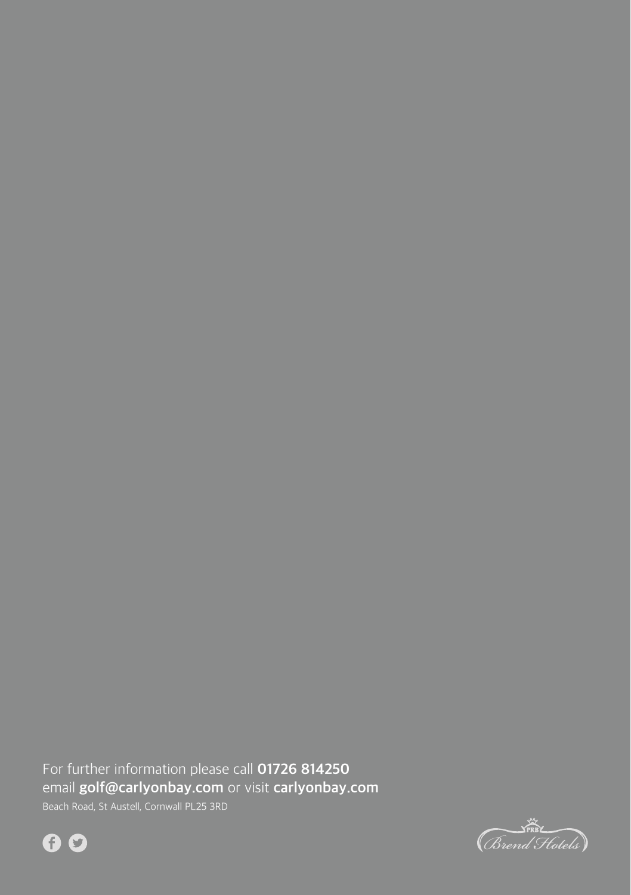For further information please call **01726 814250**
email **golf@carlyonbay.com** or visit **carlyonbay.com**

Beach Road, St Austell, Cornwall PL25 3RD